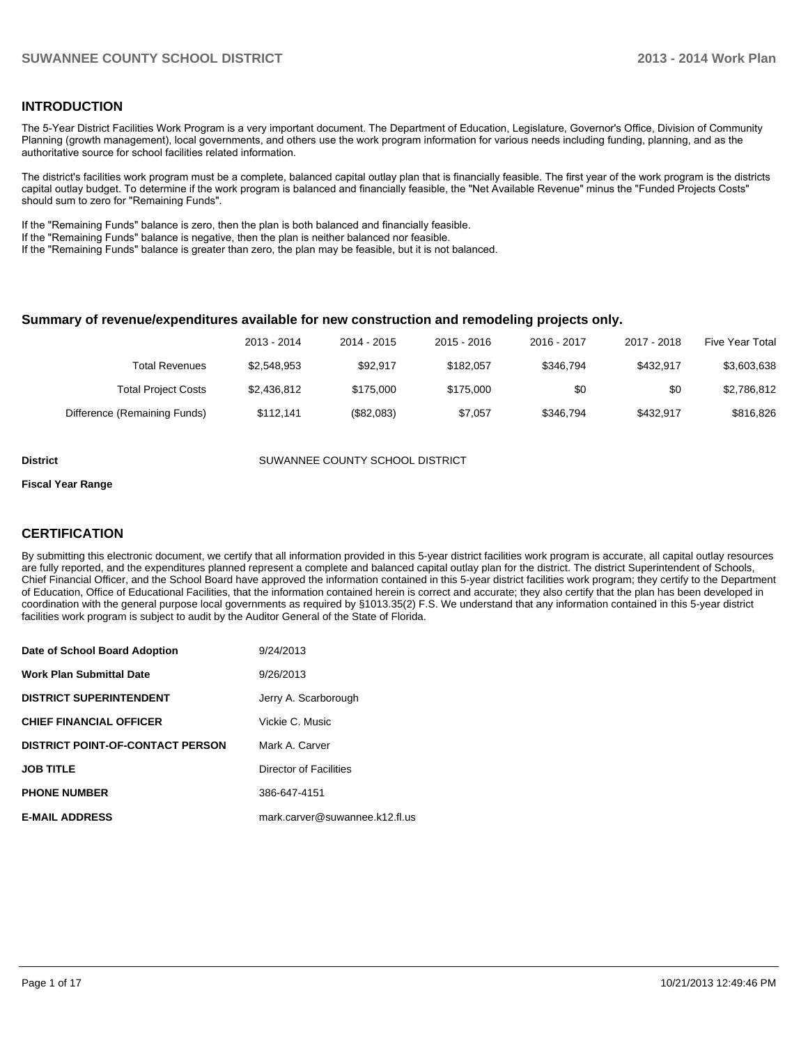## INTRODUCTION

The 5-Year District Facilities Work Program is a very important document. The Department of Education, Legislature, Governor's Office, Division of Community Planning (growth management), local governments, and others use the work program information for various needs including funding, planning, and as the authoritative source for school facilities related information.

The district's facilities work program must be a complete, balanced capital outlay plan that is financially feasible. The first year of the work program is the districts capital outlay budget. To determine if the work program is balanced and financially feasible, the "Net Available Revenue" minus the "Funded Projects Costs" should sum to zero for "Remaining Funds".

If the "Remaining Funds" balance is zero, then the plan is both balanced and financially feasible.
If the "Remaining Funds" balance is negative, then the plan is neither balanced nor feasible.
If the "Remaining Funds" balance is greater than zero, the plan may be feasible, but it is not balanced.

### Summary of revenue/expenditures available for new construction and remodeling projects only.

| | 2013 - 2014 | 2014 - 2015 | 2015 - 2016 | 2016 - 2017 | 2017 - 2018 | Five Year Total |
|---|---|---|---|---|---|---|
| Total Revenues | $2,548,953 | $92,917 | $182,057 | $346,794 | $432,917 | $3,603,638 |
| Total Project Costs | $2,436,812 | $175,000 | $175,000 | $0 | $0 | $2,786,812 |
| Difference (Remaining Funds) | $112,141 | ($82,083) | $7,057 | $346,794 | $432,917 | $816,826 |

**District** SUWANNEE COUNTY SCHOOL DISTRICT

**Fiscal Year Range**

## CERTIFICATION

By submitting this electronic document, we certify that all information provided in this 5-year district facilities work program is accurate, all capital outlay resources are fully reported, and the expenditures planned represent a complete and balanced capital outlay plan for the district. The district Superintendent of Schools, Chief Financial Officer, and the School Board have approved the information contained in this 5-year district facilities work program; they certify to the Department of Education, Office of Educational Facilities, that the information contained herein is correct and accurate; they also certify that the plan has been developed in coordination with the general purpose local governments as required by §1013.35(2) F.S. We understand that any information contained in this 5-year district facilities work program is subject to audit by the Auditor General of the State of Florida.

| | |
|---|---|
| **Date of School Board Adoption** | 9/24/2013 |
| **Work Plan Submittal Date** | 9/26/2013 |
| **DISTRICT SUPERINTENDENT** | Jerry A. Scarborough |
| **CHIEF FINANCIAL OFFICER** | Vickie C. Music |
| **DISTRICT POINT-OF-CONTACT PERSON** | Mark A. Carver |
| **JOB TITLE** | Director of Facilities |
| **PHONE NUMBER** | 386-647-4151 |
| **E-MAIL ADDRESS** | mark.carver@suwannee.k12.fl.us |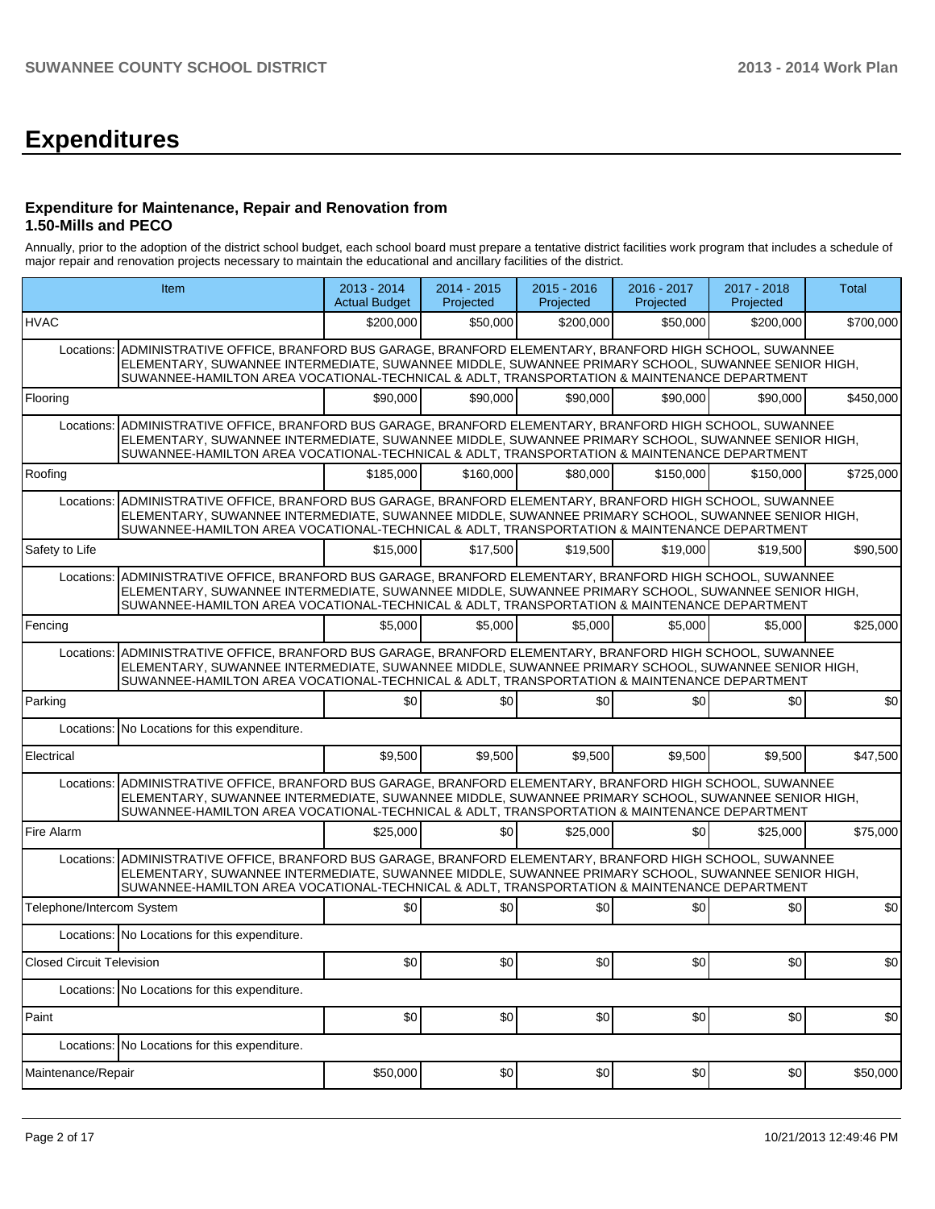# Expenditures

### Expenditure for Maintenance, Repair and Renovation from 1.50-Mills and PECO

Annually, prior to the adoption of the district school budget, each school board must prepare a tentative district facilities work program that includes a schedule of major repair and renovation projects necessary to maintain the educational and ancillary facilities of the district.

| Item | | 2013 - 2014 Actual Budget | 2014 - 2015 Projected | 2015 - 2016 Projected | 2016 - 2017 Projected | 2017 - 2018 Projected | Total |
|---|---|---|---|---|---|---|---|
| HVAC | | $200,000 | $50,000 | $200,000 | $50,000 | $200,000 | $700,000 |
| Locations: | ADMINISTRATIVE OFFICE, BRANFORD BUS GARAGE, BRANFORD ELEMENTARY, BRANFORD HIGH SCHOOL, SUWANNEE ELEMENTARY, SUWANNEE INTERMEDIATE, SUWANNEE MIDDLE, SUWANNEE PRIMARY SCHOOL, SUWANNEE SENIOR HIGH, SUWANNEE-HAMILTON AREA VOCATIONAL-TECHNICAL & ADLT, TRANSPORTATION & MAINTENANCE DEPARTMENT | | | | | | |
| Flooring | | $90,000 | $90,000 | $90,000 | $90,000 | $90,000 | $450,000 |
| Locations: | ADMINISTRATIVE OFFICE, BRANFORD BUS GARAGE, BRANFORD ELEMENTARY, BRANFORD HIGH SCHOOL, SUWANNEE ELEMENTARY, SUWANNEE INTERMEDIATE, SUWANNEE MIDDLE, SUWANNEE PRIMARY SCHOOL, SUWANNEE SENIOR HIGH, SUWANNEE-HAMILTON AREA VOCATIONAL-TECHNICAL & ADLT, TRANSPORTATION & MAINTENANCE DEPARTMENT | | | | | | |
| Roofing | | $185,000 | $160,000 | $80,000 | $150,000 | $150,000 | $725,000 |
| Locations: | ADMINISTRATIVE OFFICE, BRANFORD BUS GARAGE, BRANFORD ELEMENTARY, BRANFORD HIGH SCHOOL, SUWANNEE ELEMENTARY, SUWANNEE INTERMEDIATE, SUWANNEE MIDDLE, SUWANNEE PRIMARY SCHOOL, SUWANNEE SENIOR HIGH, SUWANNEE-HAMILTON AREA VOCATIONAL-TECHNICAL & ADLT, TRANSPORTATION & MAINTENANCE DEPARTMENT | | | | | | |
| Safety to Life | | $15,000 | $17,500 | $19,500 | $19,000 | $19,500 | $90,500 |
| Locations: | ADMINISTRATIVE OFFICE, BRANFORD BUS GARAGE, BRANFORD ELEMENTARY, BRANFORD HIGH SCHOOL, SUWANNEE ELEMENTARY, SUWANNEE INTERMEDIATE, SUWANNEE MIDDLE, SUWANNEE PRIMARY SCHOOL, SUWANNEE SENIOR HIGH, SUWANNEE-HAMILTON AREA VOCATIONAL-TECHNICAL & ADLT, TRANSPORTATION & MAINTENANCE DEPARTMENT | | | | | | |
| Fencing | | $5,000 | $5,000 | $5,000 | $5,000 | $5,000 | $25,000 |
| Locations: | ADMINISTRATIVE OFFICE, BRANFORD BUS GARAGE, BRANFORD ELEMENTARY, BRANFORD HIGH SCHOOL, SUWANNEE ELEMENTARY, SUWANNEE INTERMEDIATE, SUWANNEE MIDDLE, SUWANNEE PRIMARY SCHOOL, SUWANNEE SENIOR HIGH, SUWANNEE-HAMILTON AREA VOCATIONAL-TECHNICAL & ADLT, TRANSPORTATION & MAINTENANCE DEPARTMENT | | | | | | |
| Parking | | $0 | $0 | $0 | $0 | $0 | $0 |
| Locations: | No Locations for this expenditure. | | | | | | |
| Electrical | | $9,500 | $9,500 | $9,500 | $9,500 | $9,500 | $47,500 |
| Locations: | ADMINISTRATIVE OFFICE, BRANFORD BUS GARAGE, BRANFORD ELEMENTARY, BRANFORD HIGH SCHOOL, SUWANNEE ELEMENTARY, SUWANNEE INTERMEDIATE, SUWANNEE MIDDLE, SUWANNEE PRIMARY SCHOOL, SUWANNEE SENIOR HIGH, SUWANNEE-HAMILTON AREA VOCATIONAL-TECHNICAL & ADLT, TRANSPORTATION & MAINTENANCE DEPARTMENT | | | | | | |
| Fire Alarm | | $25,000 | $0 | $25,000 | $0 | $25,000 | $75,000 |
| Locations: | ADMINISTRATIVE OFFICE, BRANFORD BUS GARAGE, BRANFORD ELEMENTARY, BRANFORD HIGH SCHOOL, SUWANNEE ELEMENTARY, SUWANNEE INTERMEDIATE, SUWANNEE MIDDLE, SUWANNEE PRIMARY SCHOOL, SUWANNEE SENIOR HIGH, SUWANNEE-HAMILTON AREA VOCATIONAL-TECHNICAL & ADLT, TRANSPORTATION & MAINTENANCE DEPARTMENT | | | | | | |
| Telephone/Intercom System | | $0 | $0 | $0 | $0 | $0 | $0 |
| Locations: | No Locations for this expenditure. | | | | | | |
| Closed Circuit Television | | $0 | $0 | $0 | $0 | $0 | $0 |
| Locations: | No Locations for this expenditure. | | | | | | |
| Paint | | $0 | $0 | $0 | $0 | $0 | $0 |
| Locations: | No Locations for this expenditure. | | | | | | |
| Maintenance/Repair | | $50,000 | $0 | $0 | $0 | $0 | $50,000 |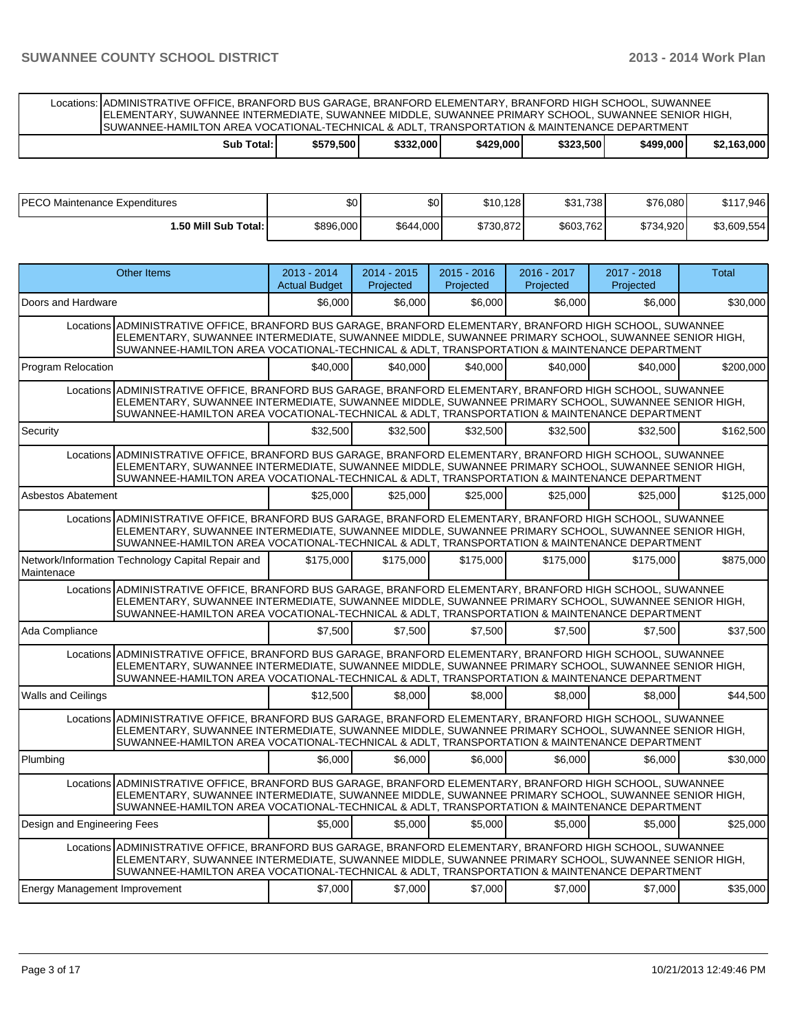| | | | | | | |
|---|---|---|---|---|---|---|
| Locations: | ADMINISTRATIVE OFFICE, BRANFORD BUS GARAGE, BRANFORD ELEMENTARY, BRANFORD HIGH SCHOOL, SUWANNEE ELEMENTARY, SUWANNEE INTERMEDIATE, SUWANNEE MIDDLE, SUWANNEE PRIMARY SCHOOL, SUWANNEE SENIOR HIGH, SUWANNEE-HAMILTON AREA VOCATIONAL-TECHNICAL & ADLT, TRANSPORTATION & MAINTENANCE DEPARTMENT | | | | | |
| **Sub Total:** | **$579,500** | **$332,000** | **$429,000** | **$323,500** | **$499,000** | **$2,163,000** |

| | | | | | | |
|---|---|---|---|---|---|---|
| PECO Maintenance Expenditures | $0 | $0 | $10,128 | $31,738 | $76,080 | $117,946 |
| **1.50 Mill Sub Total:** | $896,000 | $644,000 | $730,872 | $603,762 | $734,920 | $3,609,554 |

| Other Items | 2013 - 2014 Actual Budget | 2014 - 2015 Projected | 2015 - 2016 Projected | 2016 - 2017 Projected | 2017 - 2018 Projected | Total |
|---|---|---|---|---|---|---|
| Doors and Hardware | $6,000 | $6,000 | $6,000 | $6,000 | $6,000 | $30,000 |
| Locations ADMINISTRATIVE OFFICE, BRANFORD BUS GARAGE, BRANFORD ELEMENTARY, BRANFORD HIGH SCHOOL, SUWANNEE ELEMENTARY, SUWANNEE INTERMEDIATE, SUWANNEE MIDDLE, SUWANNEE PRIMARY SCHOOL, SUWANNEE SENIOR HIGH, SUWANNEE-HAMILTON AREA VOCATIONAL-TECHNICAL & ADLT, TRANSPORTATION & MAINTENANCE DEPARTMENT | | | | | | |
| Program Relocation | $40,000 | $40,000 | $40,000 | $40,000 | $40,000 | $200,000 |
| Locations ADMINISTRATIVE OFFICE, BRANFORD BUS GARAGE, BRANFORD ELEMENTARY, BRANFORD HIGH SCHOOL, SUWANNEE ELEMENTARY, SUWANNEE INTERMEDIATE, SUWANNEE MIDDLE, SUWANNEE PRIMARY SCHOOL, SUWANNEE SENIOR HIGH, SUWANNEE-HAMILTON AREA VOCATIONAL-TECHNICAL & ADLT, TRANSPORTATION & MAINTENANCE DEPARTMENT | | | | | | |
| Security | $32,500 | $32,500 | $32,500 | $32,500 | $32,500 | $162,500 |
| Locations ADMINISTRATIVE OFFICE, BRANFORD BUS GARAGE, BRANFORD ELEMENTARY, BRANFORD HIGH SCHOOL, SUWANNEE ELEMENTARY, SUWANNEE INTERMEDIATE, SUWANNEE MIDDLE, SUWANNEE PRIMARY SCHOOL, SUWANNEE SENIOR HIGH, SUWANNEE-HAMILTON AREA VOCATIONAL-TECHNICAL & ADLT, TRANSPORTATION & MAINTENANCE DEPARTMENT | | | | | | |
| Asbestos Abatement | $25,000 | $25,000 | $25,000 | $25,000 | $25,000 | $125,000 |
| Locations ADMINISTRATIVE OFFICE, BRANFORD BUS GARAGE, BRANFORD ELEMENTARY, BRANFORD HIGH SCHOOL, SUWANNEE ELEMENTARY, SUWANNEE INTERMEDIATE, SUWANNEE MIDDLE, SUWANNEE PRIMARY SCHOOL, SUWANNEE SENIOR HIGH, SUWANNEE-HAMILTON AREA VOCATIONAL-TECHNICAL & ADLT, TRANSPORTATION & MAINTENANCE DEPARTMENT | | | | | | |
| Network/Information Technology Capital Repair and Maintenace | $175,000 | $175,000 | $175,000 | $175,000 | $175,000 | $875,000 |
| Locations ADMINISTRATIVE OFFICE, BRANFORD BUS GARAGE, BRANFORD ELEMENTARY, BRANFORD HIGH SCHOOL, SUWANNEE ELEMENTARY, SUWANNEE INTERMEDIATE, SUWANNEE MIDDLE, SUWANNEE PRIMARY SCHOOL, SUWANNEE SENIOR HIGH, SUWANNEE-HAMILTON AREA VOCATIONAL-TECHNICAL & ADLT, TRANSPORTATION & MAINTENANCE DEPARTMENT | | | | | | |
| Ada Compliance | $7,500 | $7,500 | $7,500 | $7,500 | $7,500 | $37,500 |
| Locations ADMINISTRATIVE OFFICE, BRANFORD BUS GARAGE, BRANFORD ELEMENTARY, BRANFORD HIGH SCHOOL, SUWANNEE ELEMENTARY, SUWANNEE INTERMEDIATE, SUWANNEE MIDDLE, SUWANNEE PRIMARY SCHOOL, SUWANNEE SENIOR HIGH, SUWANNEE-HAMILTON AREA VOCATIONAL-TECHNICAL & ADLT, TRANSPORTATION & MAINTENANCE DEPARTMENT | | | | | | |
| Walls and Ceilings | $12,500 | $8,000 | $8,000 | $8,000 | $8,000 | $44,500 |
| Locations ADMINISTRATIVE OFFICE, BRANFORD BUS GARAGE, BRANFORD ELEMENTARY, BRANFORD HIGH SCHOOL, SUWANNEE ELEMENTARY, SUWANNEE INTERMEDIATE, SUWANNEE MIDDLE, SUWANNEE PRIMARY SCHOOL, SUWANNEE SENIOR HIGH, SUWANNEE-HAMILTON AREA VOCATIONAL-TECHNICAL & ADLT, TRANSPORTATION & MAINTENANCE DEPARTMENT | | | | | | |
| Plumbing | $6,000 | $6,000 | $6,000 | $6,000 | $6,000 | $30,000 |
| Locations ADMINISTRATIVE OFFICE, BRANFORD BUS GARAGE, BRANFORD ELEMENTARY, BRANFORD HIGH SCHOOL, SUWANNEE ELEMENTARY, SUWANNEE INTERMEDIATE, SUWANNEE MIDDLE, SUWANNEE PRIMARY SCHOOL, SUWANNEE SENIOR HIGH, SUWANNEE-HAMILTON AREA VOCATIONAL-TECHNICAL & ADLT, TRANSPORTATION & MAINTENANCE DEPARTMENT | | | | | | |
| Design and Engineering Fees | $5,000 | $5,000 | $5,000 | $5,000 | $5,000 | $25,000 |
| Locations ADMINISTRATIVE OFFICE, BRANFORD BUS GARAGE, BRANFORD ELEMENTARY, BRANFORD HIGH SCHOOL, SUWANNEE ELEMENTARY, SUWANNEE INTERMEDIATE, SUWANNEE MIDDLE, SUWANNEE PRIMARY SCHOOL, SUWANNEE SENIOR HIGH, SUWANNEE-HAMILTON AREA VOCATIONAL-TECHNICAL & ADLT, TRANSPORTATION & MAINTENANCE DEPARTMENT | | | | | | |
| Energy Management Improvement | $7,000 | $7,000 | $7,000 | $7,000 | $7,000 | $35,000 |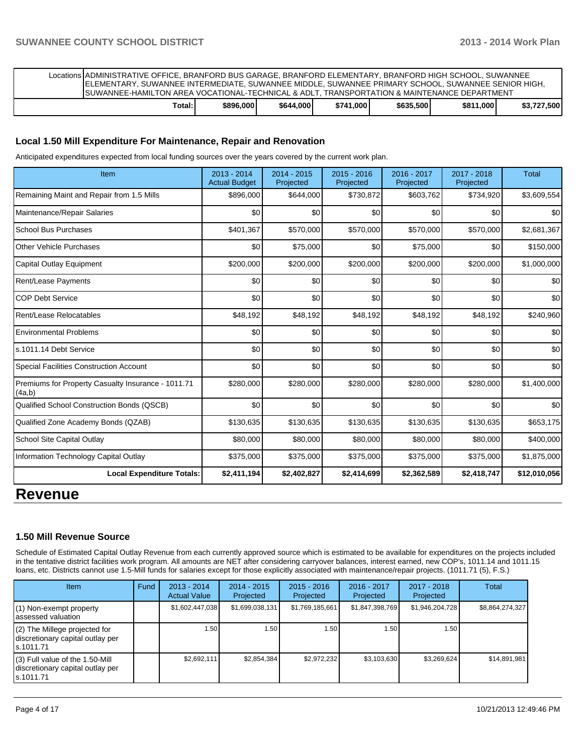| Locations | ADMINISTRATIVE OFFICE, BRANFORD BUS GARAGE, BRANFORD ELEMENTARY, BRANFORD HIGH SCHOOL, SUWANNEE ELEMENTARY, SUWANNEE INTERMEDIATE, SUWANNEE MIDDLE, SUWANNEE PRIMARY SCHOOL, SUWANNEE SENIOR HIGH, SUWANNEE-HAMILTON AREA VOCATIONAL-TECHNICAL & ADLT, TRANSPORTATION & MAINTENANCE DEPARTMENT | | | | | |
|---|---|---|---|---|---|---|
| | **Total:** | **$896,000** | **$644,000** | **$741,000** | **$635,500** | **$811,000** | **$3,727,500** |

### Local 1.50 Mill Expenditure For Maintenance, Repair and Renovation

Anticipated expenditures expected from local funding sources over the years covered by the current work plan.

| Item | 2013 - 2014 Actual Budget | 2014 - 2015 Projected | 2015 - 2016 Projected | 2016 - 2017 Projected | 2017 - 2018 Projected | Total |
|---|---|---|---|---|---|---|
| Remaining Maint and Repair from 1.5 Mills | $896,000 | $644,000 | $730,872 | $603,762 | $734,920 | $3,609,554 |
| Maintenance/Repair Salaries | $0 | $0 | $0 | $0 | $0 | $0 |
| School Bus Purchases | $401,367 | $570,000 | $570,000 | $570,000 | $570,000 | $2,681,367 |
| Other Vehicle Purchases | $0 | $75,000 | $0 | $75,000 | $0 | $150,000 |
| Capital Outlay Equipment | $200,000 | $200,000 | $200,000 | $200,000 | $200,000 | $1,000,000 |
| Rent/Lease Payments | $0 | $0 | $0 | $0 | $0 | $0 |
| COP Debt Service | $0 | $0 | $0 | $0 | $0 | $0 |
| Rent/Lease Relocatables | $48,192 | $48,192 | $48,192 | $48,192 | $48,192 | $240,960 |
| Environmental Problems | $0 | $0 | $0 | $0 | $0 | $0 |
| s.1011.14 Debt Service | $0 | $0 | $0 | $0 | $0 | $0 |
| Special Facilities Construction Account | $0 | $0 | $0 | $0 | $0 | $0 |
| Premiums for Property Casualty Insurance - 1011.71 (4a,b) | $280,000 | $280,000 | $280,000 | $280,000 | $280,000 | $1,400,000 |
| Qualified School Construction Bonds (QSCB) | $0 | $0 | $0 | $0 | $0 | $0 |
| Qualified Zone Academy Bonds (QZAB) | $130,635 | $130,635 | $130,635 | $130,635 | $130,635 | $653,175 |
| School Site Capital Outlay | $80,000 | $80,000 | $80,000 | $80,000 | $80,000 | $400,000 |
| Information Technology Capital Outlay | $375,000 | $375,000 | $375,000 | $375,000 | $375,000 | $1,875,000 |
| **Local Expenditure Totals:** | **$2,411,194** | **$2,402,827** | **$2,414,699** | **$2,362,589** | **$2,418,747** | **$12,010,056** |

# Revenue

### 1.50 Mill Revenue Source

Schedule of Estimated Capital Outlay Revenue from each currently approved source which is estimated to be available for expenditures on the projects included in the tentative district facilities work program. All amounts are NET after considering carryover balances, interest earned, new COP's, 1011.14 and 1011.15 loans, etc. Districts cannot use 1.5-Mill funds for salaries except for those explicitly associated with maintenance/repair projects. (1011.71 (5), F.S.)

| Item | Fund | 2013 - 2014 Actual Value | 2014 - 2015 Projected | 2015 - 2016 Projected | 2016 - 2017 Projected | 2017 - 2018 Projected | Total |
|---|---|---|---|---|---|---|---|
| (1) Non-exempt property assessed valuation | | $1,602,447,038 | $1,699,038,131 | $1,769,185,661 | $1,847,398,769 | $1,946,204,728 | $8,864,274,327 |
| (2) The Millege projected for discretionary capital outlay per s.1011.71 | | 1.50 | 1.50 | 1.50 | 1.50 | 1.50 | |
| (3) Full value of the 1.50-Mill discretionary capital outlay per s.1011.71 | | $2,692,111 | $2,854,384 | $2,972,232 | $3,103,630 | $3,269,624 | $14,891,981 |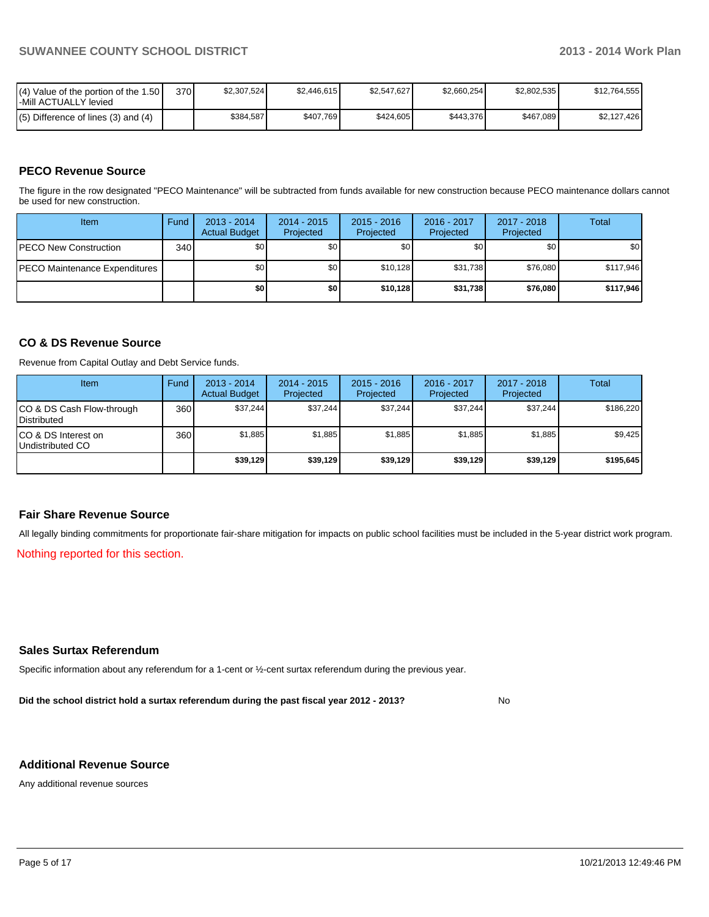| | | | | | | | |
|---|---|---|---|---|---|---|---|
| (4) Value of the portion of the 1.50 -Mill ACTUALLY levied | 370 | $2,307,524 | $2,446,615 | $2,547,627 | $2,660,254 | $2,802,535 | $12,764,555 |
| (5) Difference of lines (3) and (4) | | $384,587 | $407,769 | $424,605 | $443,376 | $467,089 | $2,127,426 |

## PECO Revenue Source

The figure in the row designated "PECO Maintenance" will be subtracted from funds available for new construction because PECO maintenance dollars cannot be used for new construction.

| Item | Fund | 2013 - 2014 Actual Budget | 2014 - 2015 Projected | 2015 - 2016 Projected | 2016 - 2017 Projected | 2017 - 2018 Projected | Total |
|---|---|---|---|---|---|---|---|
| PECO New Construction | 340 | $0 | $0 | $0 | $0 | $0 | $0 |
| PECO Maintenance Expenditures | | $0 | $0 | $10,128 | $31,738 | $76,080 | $117,946 |
| | | **$0** | **$0** | **$10,128** | **$31,738** | **$76,080** | **$117,946** |

## CO & DS Revenue Source

Revenue from Capital Outlay and Debt Service funds.

| Item | Fund | 2013 - 2014 Actual Budget | 2014 - 2015 Projected | 2015 - 2016 Projected | 2016 - 2017 Projected | 2017 - 2018 Projected | Total |
|---|---|---|---|---|---|---|---|
| CO & DS Cash Flow-through Distributed | 360 | $37,244 | $37,244 | $37,244 | $37,244 | $37,244 | $186,220 |
| CO & DS Interest on Undistributed CO | 360 | $1,885 | $1,885 | $1,885 | $1,885 | $1,885 | $9,425 |
| | | **$39,129** | **$39,129** | **$39,129** | **$39,129** | **$39,129** | **$195,645** |

## Fair Share Revenue Source

All legally binding commitments for proportionate fair-share mitigation for impacts on public school facilities must be included in the 5-year district work program.

Nothing reported for this section.

## Sales Surtax Referendum

Specific information about any referendum for a 1-cent or ½-cent surtax referendum during the previous year.

**Did the school district hold a surtax referendum during the past fiscal year 2012 - 2013?** No

## Additional Revenue Source

Any additional revenue sources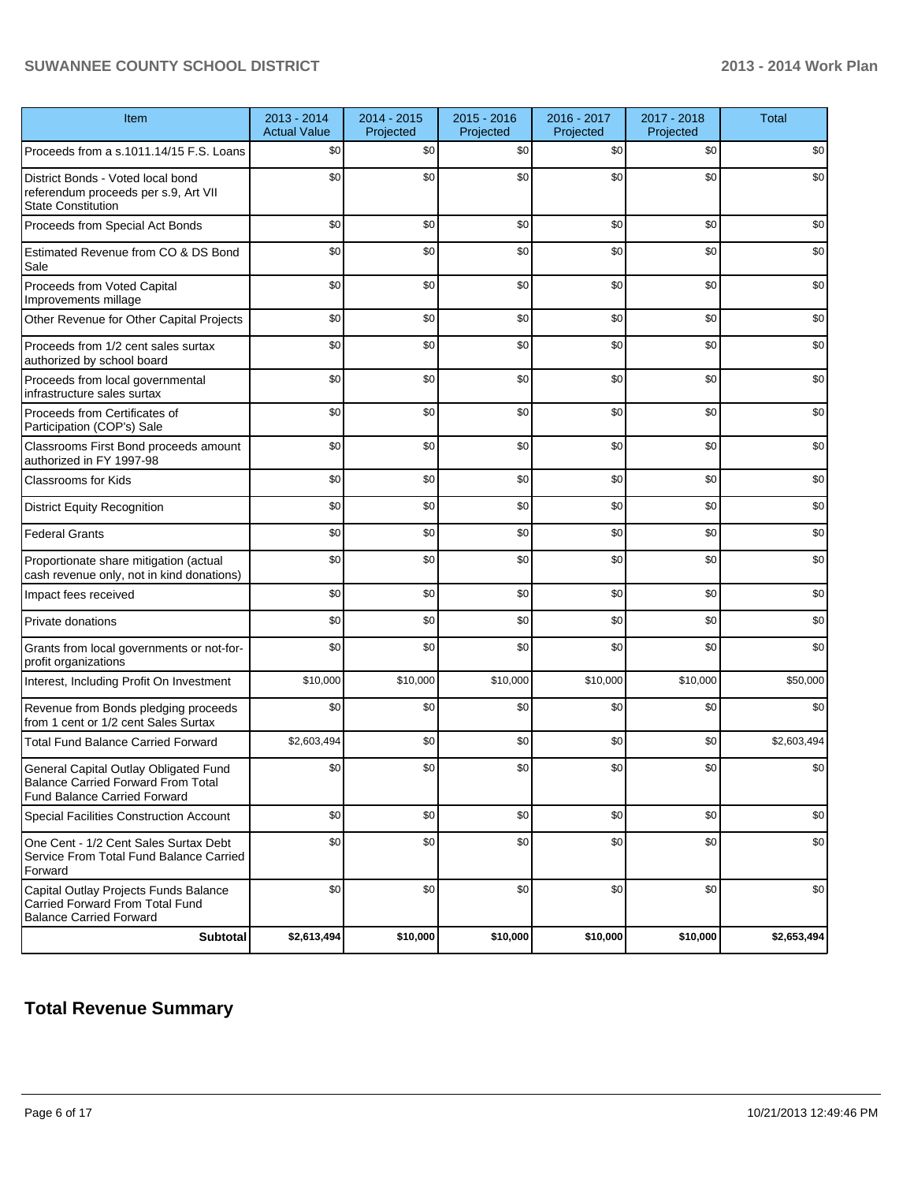| Item | 2013 - 2014 Actual Value | 2014 - 2015 Projected | 2015 - 2016 Projected | 2016 - 2017 Projected | 2017 - 2018 Projected | Total |
|---|---|---|---|---|---|---|
| Proceeds from a s.1011.14/15 F.S. Loans | $0 | $0 | $0 | $0 | $0 | $0 |
| District Bonds - Voted local bond referendum proceeds per s.9, Art VII State Constitution | $0 | $0 | $0 | $0 | $0 | $0 |
| Proceeds from Special Act Bonds | $0 | $0 | $0 | $0 | $0 | $0 |
| Estimated Revenue from CO & DS Bond Sale | $0 | $0 | $0 | $0 | $0 | $0 |
| Proceeds from Voted Capital Improvements millage | $0 | $0 | $0 | $0 | $0 | $0 |
| Other Revenue for Other Capital Projects | $0 | $0 | $0 | $0 | $0 | $0 |
| Proceeds from 1/2 cent sales surtax authorized by school board | $0 | $0 | $0 | $0 | $0 | $0 |
| Proceeds from local governmental infrastructure sales surtax | $0 | $0 | $0 | $0 | $0 | $0 |
| Proceeds from Certificates of Participation (COP's) Sale | $0 | $0 | $0 | $0 | $0 | $0 |
| Classrooms First Bond proceeds amount authorized in FY 1997-98 | $0 | $0 | $0 | $0 | $0 | $0 |
| Classrooms for Kids | $0 | $0 | $0 | $0 | $0 | $0 |
| District Equity Recognition | $0 | $0 | $0 | $0 | $0 | $0 |
| Federal Grants | $0 | $0 | $0 | $0 | $0 | $0 |
| Proportionate share mitigation (actual cash revenue only, not in kind donations) | $0 | $0 | $0 | $0 | $0 | $0 |
| Impact fees received | $0 | $0 | $0 | $0 | $0 | $0 |
| Private donations | $0 | $0 | $0 | $0 | $0 | $0 |
| Grants from local governments or not-for-profit organizations | $0 | $0 | $0 | $0 | $0 | $0 |
| Interest, Including Profit On Investment | $10,000 | $10,000 | $10,000 | $10,000 | $10,000 | $50,000 |
| Revenue from Bonds pledging proceeds from 1 cent or 1/2 cent Sales Surtax | $0 | $0 | $0 | $0 | $0 | $0 |
| Total Fund Balance Carried Forward | $2,603,494 | $0 | $0 | $0 | $0 | $2,603,494 |
| General Capital Outlay Obligated Fund Balance Carried Forward From Total Fund Balance Carried Forward | $0 | $0 | $0 | $0 | $0 | $0 |
| Special Facilities Construction Account | $0 | $0 | $0 | $0 | $0 | $0 |
| One Cent - 1/2 Cent Sales Surtax Debt Service From Total Fund Balance Carried Forward | $0 | $0 | $0 | $0 | $0 | $0 |
| Capital Outlay Projects Funds Balance Carried Forward From Total Fund Balance Carried Forward | $0 | $0 | $0 | $0 | $0 | $0 |
| **Subtotal** | **$2,613,494** | **$10,000** | **$10,000** | **$10,000** | **$10,000** | **$2,653,494** |

## Total Revenue Summary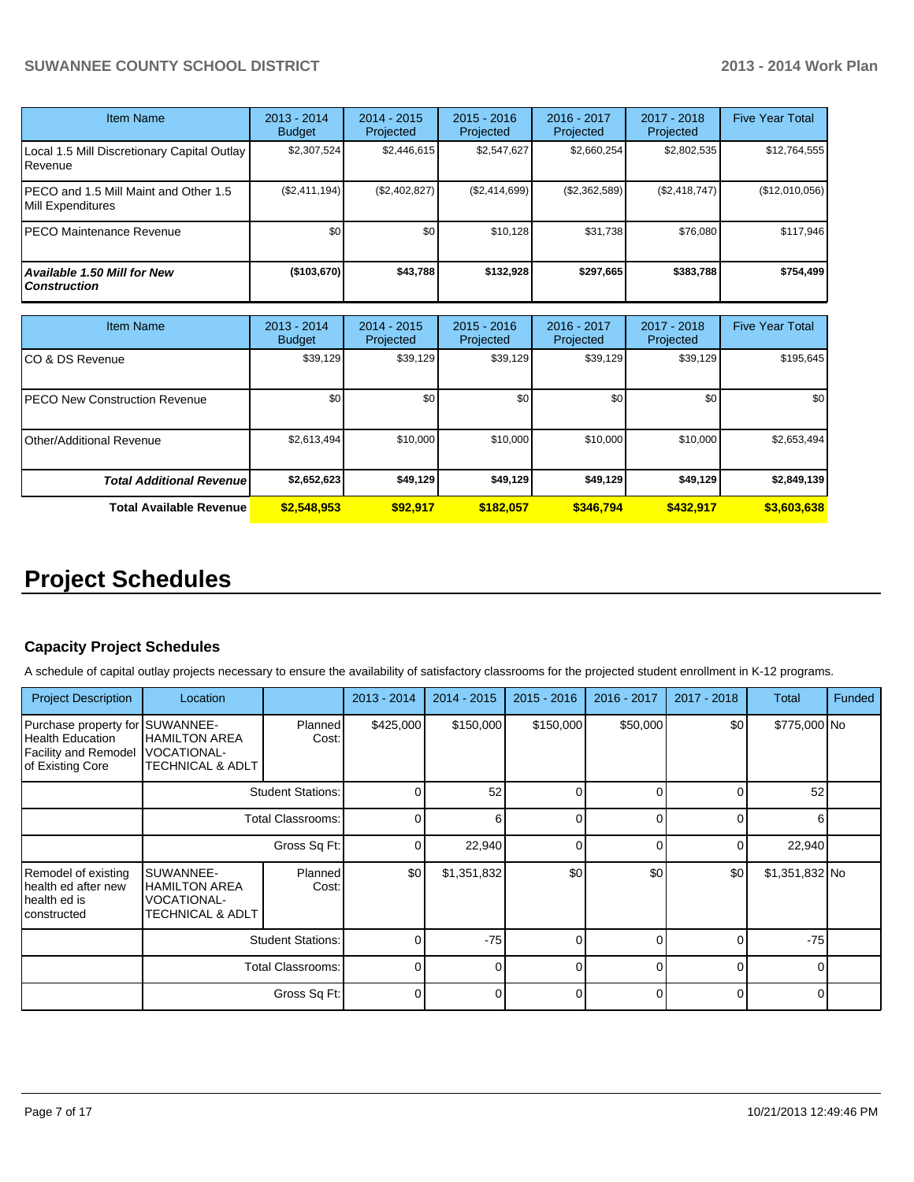| Item Name | 2013 - 2014 Budget | 2014 - 2015 Projected | 2015 - 2016 Projected | 2016 - 2017 Projected | 2017 - 2018 Projected | Five Year Total |
|---|---|---|---|---|---|---|
| Local 1.5 Mill Discretionary Capital Outlay Revenue | $2,307,524 | $2,446,615 | $2,547,627 | $2,660,254 | $2,802,535 | $12,764,555 |
| PECO and 1.5 Mill Maint and Other 1.5 Mill Expenditures | ($2,411,194) | ($2,402,827) | ($2,414,699) | ($2,362,589) | ($2,418,747) | ($12,010,056) |
| PECO Maintenance Revenue | $0 | $0 | $10,128 | $31,738 | $76,080 | $117,946 |
| ***Available 1.50 Mill for New Construction*** | **($103,670)** | **$43,788** | **$132,928** | **$297,665** | **$383,788** | **$754,499** |

| Item Name | 2013 - 2014 Budget | 2014 - 2015 Projected | 2015 - 2016 Projected | 2016 - 2017 Projected | 2017 - 2018 Projected | Five Year Total |
|---|---|---|---|---|---|---|
| CO & DS Revenue | $39,129 | $39,129 | $39,129 | $39,129 | $39,129 | $195,645 |
| PECO New Construction Revenue | $0 | $0 | $0 | $0 | $0 | $0 |
| Other/Additional Revenue | $2,613,494 | $10,000 | $10,000 | $10,000 | $10,000 | $2,653,494 |
| ***Total Additional Revenue*** | **$2,652,623** | **$49,129** | **$49,129** | **$49,129** | **$49,129** | **$2,849,139** |
| **Total Available Revenue** | **$2,548,953** | **$92,917** | **$182,057** | **$346,794** | **$432,917** | **$3,603,638** |

# Project Schedules

### Capacity Project Schedules

A schedule of capital outlay projects necessary to ensure the availability of satisfactory classrooms for the projected student enrollment in K-12 programs.

| Project Description | Location | | 2013 - 2014 | 2014 - 2015 | 2015 - 2016 | 2016 - 2017 | 2017 - 2018 | Total | Funded |
|---|---|---|---|---|---|---|---|---|---|
| Purchase property for Health Education Facility and Remodel of Existing Core | SUWANNEE-HAMILTON AREA VOCATIONAL-TECHNICAL & ADLT | Planned Cost: | $425,000 | $150,000 | $150,000 | $50,000 | $0 | $775,000 | No |
| | | Student Stations: | 0 | 52 | 0 | 0 | 0 | 52 | |
| | | Total Classrooms: | 0 | 6 | 0 | 0 | 0 | 6 | |
| | | Gross Sq Ft: | 0 | 22,940 | 0 | 0 | 0 | 22,940 | |
| Remodel of existing health ed after new health ed is constructed | SUWANNEE-HAMILTON AREA VOCATIONAL-TECHNICAL & ADLT | Planned Cost: | $0 | $1,351,832 | $0 | $0 | $0 | $1,351,832 | No |
| | | Student Stations: | 0 | -75 | 0 | 0 | 0 | -75 | |
| | | Total Classrooms: | 0 | 0 | 0 | 0 | 0 | 0 | |
| | | Gross Sq Ft: | 0 | 0 | 0 | 0 | 0 | 0 | |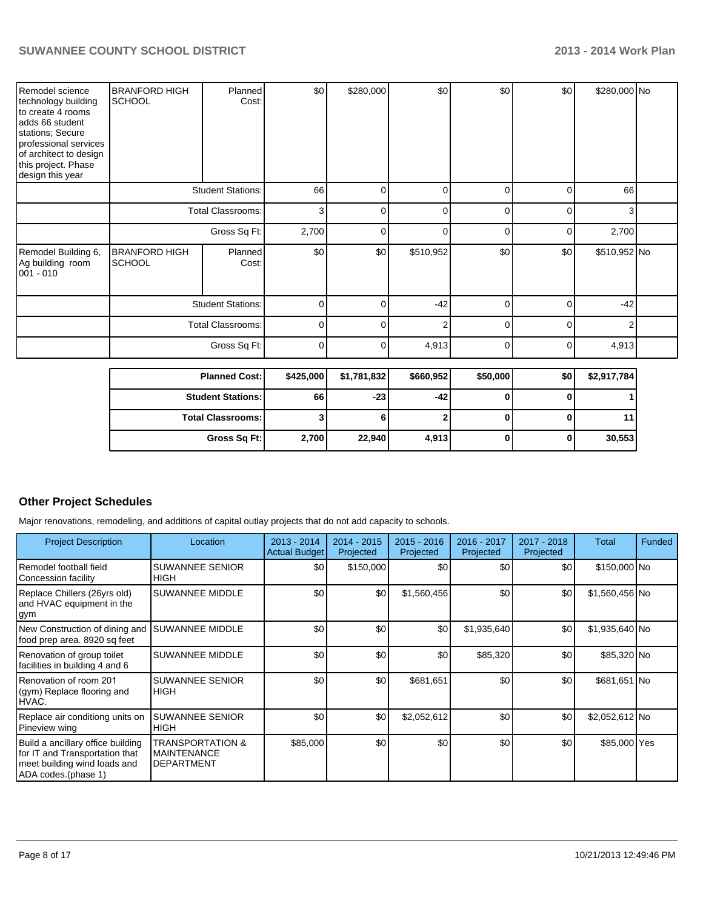| | | | | | | | | | |
|---|---|---|---|---|---|---|---|---|---|
| Remodel science technology building to create 4 rooms adds 66 student stations; Secure professional services of architect to design this project. Phase design this year | BRANFORD HIGH SCHOOL | Planned Cost: | $0 | $280,000 | $0 | $0 | $0 | $280,000 | No |
| | | Student Stations: | 66 | 0 | 0 | 0 | 0 | 66 | |
| | | Total Classrooms: | 3 | 0 | 0 | 0 | 0 | 3 | |
| | | Gross Sq Ft: | 2,700 | 0 | 0 | 0 | 0 | 2,700 | |
| Remodel Building 6, Ag building room 001 - 010 | BRANFORD HIGH SCHOOL | Planned Cost: | $0 | $0 | $510,952 | $0 | $0 | $510,952 | No |
| | | Student Stations: | 0 | 0 | -42 | 0 | 0 | -42 | |
| | | Total Classrooms: | 0 | 0 | 2 | 0 | 0 | 2 | |
| | | Gross Sq Ft: | 0 | 0 | 4,913 | 0 | 0 | 4,913 | |

| | | | | | | |
|---|---|---|---|---|---|---|
| **Planned Cost:** | **$425,000** | **$1,781,832** | **$660,952** | **$50,000** | **$0** | **$2,917,784** |
| **Student Stations:** | **66** | **-23** | **-42** | **0** | **0** | **1** |
| **Total Classrooms:** | **3** | **6** | **2** | **0** | **0** | **11** |
| **Gross Sq Ft:** | **2,700** | **22,940** | **4,913** | **0** | **0** | **30,553** |

## Other Project Schedules

Major renovations, remodeling, and additions of capital outlay projects that do not add capacity to schools.

| Project Description | Location | 2013 - 2014 Actual Budget | 2014 - 2015 Projected | 2015 - 2016 Projected | 2016 - 2017 Projected | 2017 - 2018 Projected | Total | Funded |
|---|---|---|---|---|---|---|---|---|
| Remodel football field Concession facility | SUWANNEE SENIOR HIGH | $0 | $150,000 | $0 | $0 | $0 | $150,000 | No |
| Replace Chillers (26yrs old) and HVAC equipment in the gym | SUWANNEE MIDDLE | $0 | $0 | $1,560,456 | $0 | $0 | $1,560,456 | No |
| New Construction of dining and food prep area. 8920 sq feet | SUWANNEE MIDDLE | $0 | $0 | $0 | $1,935,640 | $0 | $1,935,640 | No |
| Renovation of group toilet facilities in building 4 and 6 | SUWANNEE MIDDLE | $0 | $0 | $0 | $85,320 | $0 | $85,320 | No |
| Renovation of room 201 (gym) Replace flooring and HVAC. | SUWANNEE SENIOR HIGH | $0 | $0 | $681,651 | $0 | $0 | $681,651 | No |
| Replace air conditiong units on Pineview wing | SUWANNEE SENIOR HIGH | $0 | $0 | $2,052,612 | $0 | $0 | $2,052,612 | No |
| Build a ancillary office building for IT and Transportation that meet building wind loads and ADA codes.(phase 1) | TRANSPORTATION & MAINTENANCE DEPARTMENT | $85,000 | $0 | $0 | $0 | $0 | $85,000 | Yes |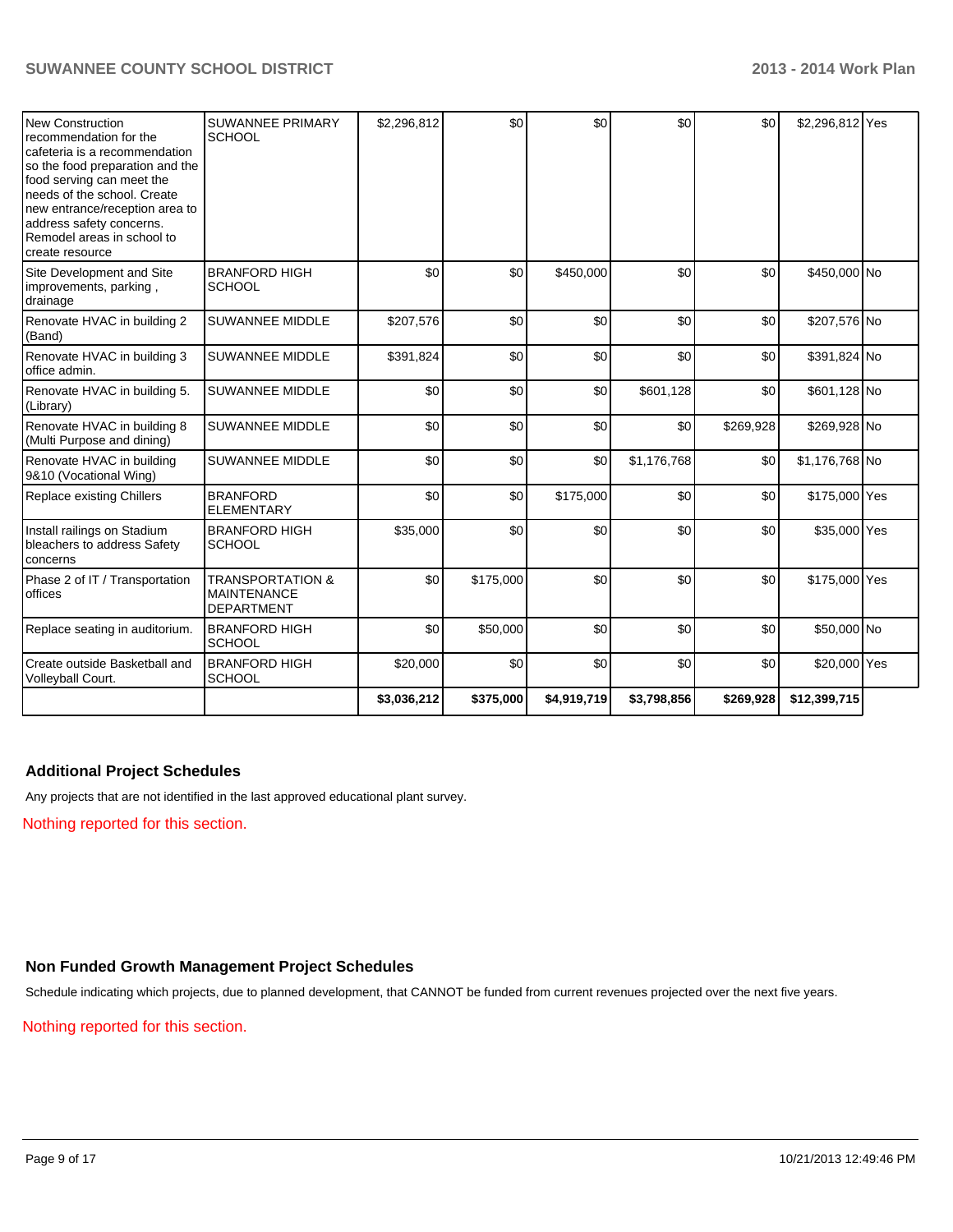| | | | | | | | | |
|---|---|---|---|---|---|---|---|---|
| New Construction recommendation for the cafeteria is a recommendation so the food preparation and the food serving can meet the needs of the school. Create new entrance/reception area to address safety concerns. Remodel areas in school to create resource | SUWANNEE PRIMARY SCHOOL | $2,296,812 | $0 | $0 | $0 | $0 | $2,296,812 | Yes |
| Site Development and Site improvements, parking , drainage | BRANFORD HIGH SCHOOL | $0 | $0 | $450,000 | $0 | $0 | $450,000 | No |
| Renovate HVAC in building 2 (Band) | SUWANNEE MIDDLE | $207,576 | $0 | $0 | $0 | $0 | $207,576 | No |
| Renovate HVAC in building 3 office admin. | SUWANNEE MIDDLE | $391,824 | $0 | $0 | $0 | $0 | $391,824 | No |
| Renovate HVAC in building 5. (Library) | SUWANNEE MIDDLE | $0 | $0 | $0 | $601,128 | $0 | $601,128 | No |
| Renovate HVAC in building 8 (Multi Purpose and dining) | SUWANNEE MIDDLE | $0 | $0 | $0 | $0 | $269,928 | $269,928 | No |
| Renovate HVAC in building 9&10 (Vocational Wing) | SUWANNEE MIDDLE | $0 | $0 | $0 | $1,176,768 | $0 | $1,176,768 | No |
| Replace existing Chillers | BRANFORD ELEMENTARY | $0 | $0 | $175,000 | $0 | $0 | $175,000 | Yes |
| Install railings on Stadium bleachers to address Safety concerns | BRANFORD HIGH SCHOOL | $35,000 | $0 | $0 | $0 | $0 | $35,000 | Yes |
| Phase 2 of IT / Transportation offices | TRANSPORTATION & MAINTENANCE DEPARTMENT | $0 | $175,000 | $0 | $0 | $0 | $175,000 | Yes |
| Replace seating in auditorium. | BRANFORD HIGH SCHOOL | $0 | $50,000 | $0 | $0 | $0 | $50,000 | No |
| Create outside Basketball and Volleyball Court. | BRANFORD HIGH SCHOOL | $20,000 | $0 | $0 | $0 | $0 | $20,000 | Yes |
| | | **$3,036,212** | **$375,000** | **$4,919,719** | **$3,798,856** | **$269,928** | **$12,399,715** | |

### Additional Project Schedules

Any projects that are not identified in the last approved educational plant survey.

Nothing reported for this section.

### Non Funded Growth Management Project Schedules

Schedule indicating which projects, due to planned development, that CANNOT be funded from current revenues projected over the next five years.

Nothing reported for this section.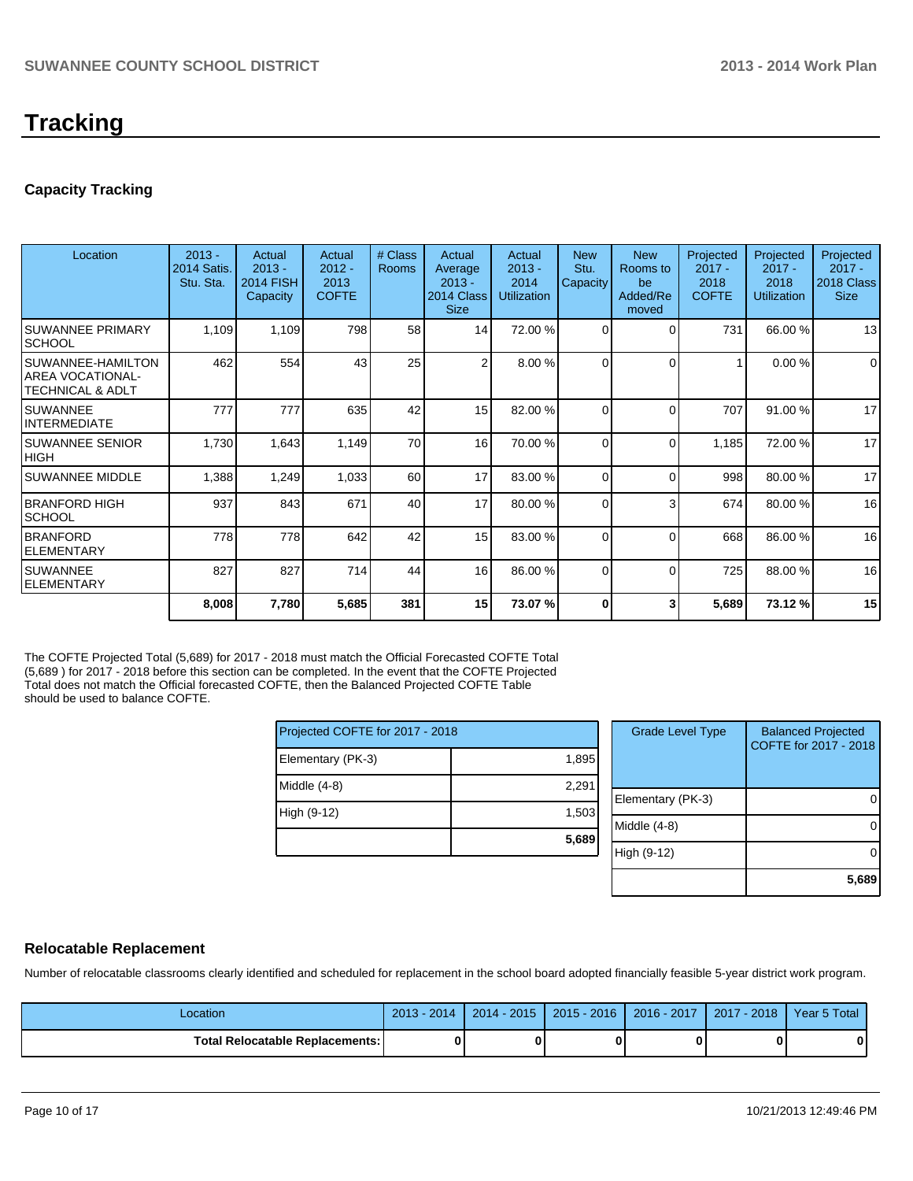# Tracking

### Capacity Tracking

| Location | 2013 - 2014 Satis. Stu. Sta. | Actual 2013 - 2014 FISH Capacity | Actual 2012 - 2013 COFTE | # Class Rooms | Actual Average 2013 - 2014 Class Size | Actual 2013 - 2014 Utilization | New Stu. Capacity | New Rooms to be Added/Removed | Projected 2017 - 2018 COFTE | Projected 2017 - 2018 Utilization | Projected 2017 - 2018 Class Size |
|---|---|---|---|---|---|---|---|---|---|---|---|
| SUWANNEE PRIMARY SCHOOL | 1,109 | 1,109 | 798 | 58 | 14 | 72.00 % | 0 | 0 | 731 | 66.00 % | 13 |
| SUWANNEE-HAMILTON AREA VOCATIONAL-TECHNICAL & ADLT | 462 | 554 | 43 | 25 | 2 | 8.00 % | 0 | 0 | 1 | 0.00 % | 0 |
| SUWANNEE INTERMEDIATE | 777 | 777 | 635 | 42 | 15 | 82.00 % | 0 | 0 | 707 | 91.00 % | 17 |
| SUWANNEE SENIOR HIGH | 1,730 | 1,643 | 1,149 | 70 | 16 | 70.00 % | 0 | 0 | 1,185 | 72.00 % | 17 |
| SUWANNEE MIDDLE | 1,388 | 1,249 | 1,033 | 60 | 17 | 83.00 % | 0 | 0 | 998 | 80.00 % | 17 |
| BRANFORD HIGH SCHOOL | 937 | 843 | 671 | 40 | 17 | 80.00 % | 0 | 3 | 674 | 80.00 % | 16 |
| BRANFORD ELEMENTARY | 778 | 778 | 642 | 42 | 15 | 83.00 % | 0 | 0 | 668 | 86.00 % | 16 |
| SUWANNEE ELEMENTARY | 827 | 827 | 714 | 44 | 16 | 86.00 % | 0 | 0 | 725 | 88.00 % | 16 |
| | **8,008** | **7,780** | **5,685** | **381** | **15** | **73.07 %** | **0** | **3** | **5,689** | **73.12 %** | **15** |

The COFTE Projected Total (5,689) for 2017 - 2018 must match the Official Forecasted COFTE Total (5,689 ) for 2017 - 2018 before this section can be completed. In the event that the COFTE Projected Total does not match the Official forecasted COFTE, then the Balanced Projected COFTE Table should be used to balance COFTE.

| Projected COFTE for 2017 - 2018 | |
|---|---|
| Elementary (PK-3) | 1,895 |
| Middle (4-8) | 2,291 |
| High (9-12) | 1,503 |
| | **5,689** |

| Grade Level Type | Balanced Projected COFTE for 2017 - 2018 |
|---|---|
| Elementary (PK-3) | 0 |
| Middle (4-8) | 0 |
| High (9-12) | 0 |
| | **5,689** |

### Relocatable Replacement

Number of relocatable classrooms clearly identified and scheduled for replacement in the school board adopted financially feasible 5-year district work program.

| Location | 2013 - 2014 | 2014 - 2015 | 2015 - 2016 | 2016 - 2017 | 2017 - 2018 | Year 5 Total |
|---|---|---|---|---|---|---|
| **Total Relocatable Replacements:** | **0** | **0** | **0** | **0** | **0** | **0** |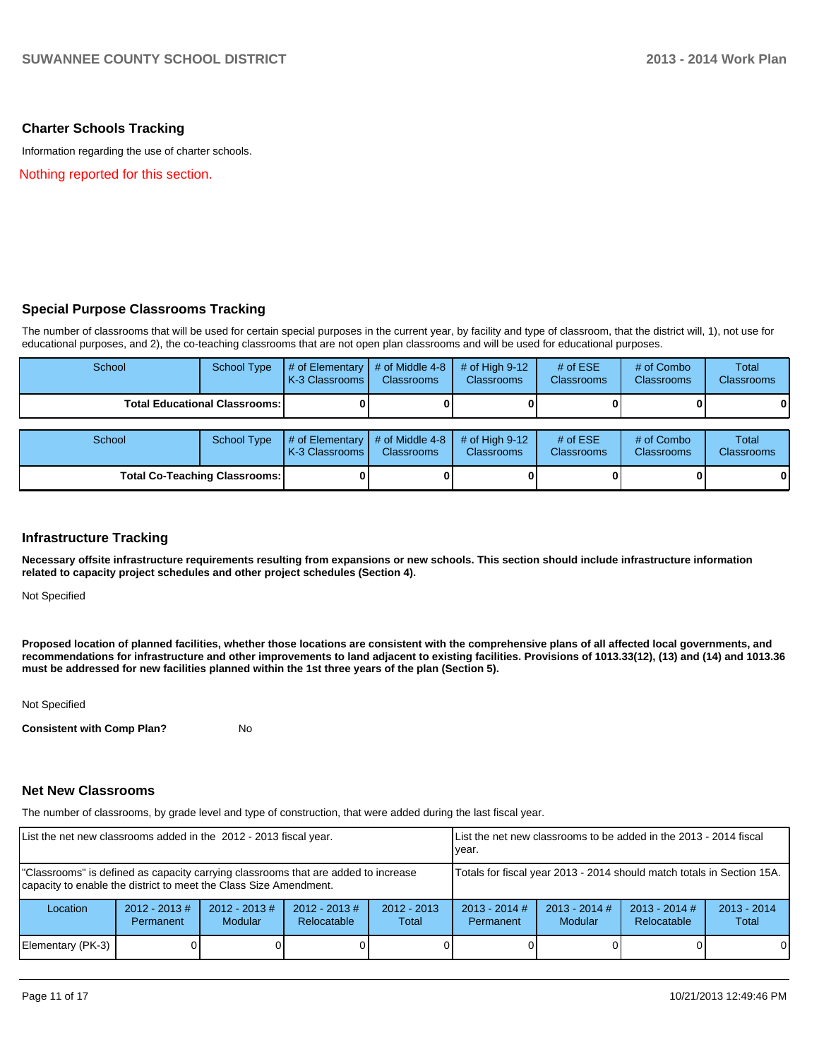## Charter Schools Tracking

Information regarding the use of charter schools.

Nothing reported for this section.

## Special Purpose Classrooms Tracking

The number of classrooms that will be used for certain special purposes in the current year, by facility and type of classroom, that the district will, 1), not use for educational purposes, and 2), the co-teaching classrooms that are not open plan classrooms and will be used for educational purposes.

| School | School Type | # of Elementary K-3 Classrooms | # of Middle 4-8 Classrooms | # of High 9-12 Classrooms | # of ESE Classrooms | # of Combo Classrooms | Total Classrooms |
|---|---|---|---|---|---|---|---|
| | **Total Educational Classrooms:** | **0** | **0** | **0** | **0** | **0** | **0** |

| School | School Type | # of Elementary K-3 Classrooms | # of Middle 4-8 Classrooms | # of High 9-12 Classrooms | # of ESE Classrooms | # of Combo Classrooms | Total Classrooms |
|---|---|---|---|---|---|---|---|
| | **Total Co-Teaching Classrooms:** | **0** | **0** | **0** | **0** | **0** | **0** |

## Infrastructure Tracking

**Necessary offsite infrastructure requirements resulting from expansions or new schools. This section should include infrastructure information related to capacity project schedules and other project schedules (Section 4).**

Not Specified

**Proposed location of planned facilities, whether those locations are consistent with the comprehensive plans of all affected local governments, and recommendations for infrastructure and other improvements to land adjacent to existing facilities. Provisions of 1013.33(12), (13) and (14) and 1013.36 must be addressed for new facilities planned within the 1st three years of the plan (Section 5).**

Not Specified

**Consistent with Comp Plan?** No

## Net New Classrooms

The number of classrooms, by grade level and type of construction, that were added during the last fiscal year.

| List the net new classrooms added in the 2012 - 2013 fiscal year. | | | | | List the net new classrooms to be added in the 2013 - 2014 fiscal year. | | | |
|---|---|---|---|---|---|---|---|---|
| "Classrooms" is defined as capacity carrying classrooms that are added to increase capacity to enable the district to meet the Class Size Amendment. | | | | | Totals for fiscal year 2013 - 2014 should match totals in Section 15A. | | | |
| Location | 2012 - 2013 # Permanent | 2012 - 2013 # Modular | 2012 - 2013 # Relocatable | 2012 - 2013 Total | 2013 - 2014 # Permanent | 2013 - 2014 # Modular | 2013 - 2014 # Relocatable | 2013 - 2014 Total |
| Elementary (PK-3) | 0 | 0 | 0 | 0 | 0 | 0 | 0 | 0 |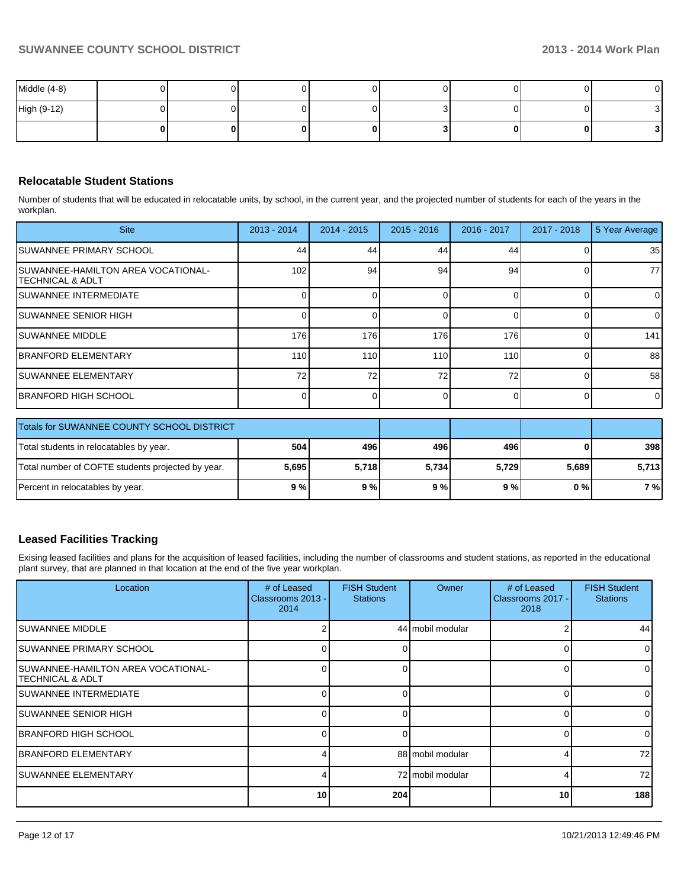| Middle (4-8) | 0 | 0 | 0 | 0 | 0 | 0 | 0 | 0 |
|---|---|---|---|---|---|---|---|---|
| High (9-12) | 0 | 0 | 0 | 0 | 3 | 0 | 0 | 3 |
| | **0** | **0** | **0** | **0** | **3** | **0** | **0** | **3** |

## Relocatable Student Stations

Number of students that will be educated in relocatable units, by school, in the current year, and the projected number of students for each of the years in the workplan.

| Site | 2013 - 2014 | 2014 - 2015 | 2015 - 2016 | 2016 - 2017 | 2017 - 2018 | 5 Year Average |
|---|---|---|---|---|---|---|
| SUWANNEE PRIMARY SCHOOL | 44 | 44 | 44 | 44 | 0 | 35 |
| SUWANNEE-HAMILTON AREA VOCATIONAL-TECHNICAL & ADLT | 102 | 94 | 94 | 94 | 0 | 77 |
| SUWANNEE INTERMEDIATE | 0 | 0 | 0 | 0 | 0 | 0 |
| SUWANNEE SENIOR HIGH | 0 | 0 | 0 | 0 | 0 | 0 |
| SUWANNEE MIDDLE | 176 | 176 | 176 | 176 | 0 | 141 |
| BRANFORD ELEMENTARY | 110 | 110 | 110 | 110 | 0 | 88 |
| SUWANNEE ELEMENTARY | 72 | 72 | 72 | 72 | 0 | 58 |
| BRANFORD HIGH SCHOOL | 0 | 0 | 0 | 0 | 0 | 0 |

| Totals for SUWANNEE COUNTY SCHOOL DISTRICT | | | | | | |
|---|---|---|---|---|---|---|
| Total students in relocatables by year. | **504** | **496** | **496** | **496** | **0** | **398** |
| Total number of COFTE students projected by year. | **5,695** | **5,718** | **5,734** | **5,729** | **5,689** | **5,713** |
| Percent in relocatables by year. | **9 %** | **9 %** | **9 %** | **9 %** | **0 %** | **7 %** |

## Leased Facilities Tracking

Exising leased facilities and plans for the acquisition of leased facilities, including the number of classrooms and student stations, as reported in the educational plant survey, that are planned in that location at the end of the five year workplan.

| Location | # of Leased Classrooms 2013 - 2014 | FISH Student Stations | Owner | # of Leased Classrooms 2017 - 2018 | FISH Student Stations |
|---|---|---|---|---|---|
| SUWANNEE MIDDLE | 2 | 44 | mobil modular | 2 | 44 |
| SUWANNEE PRIMARY SCHOOL | 0 | 0 | | 0 | 0 |
| SUWANNEE-HAMILTON AREA VOCATIONAL-TECHNICAL & ADLT | 0 | 0 | | 0 | 0 |
| SUWANNEE INTERMEDIATE | 0 | 0 | | 0 | 0 |
| SUWANNEE SENIOR HIGH | 0 | 0 | | 0 | 0 |
| BRANFORD HIGH SCHOOL | 0 | 0 | | 0 | 0 |
| BRANFORD ELEMENTARY | 4 | 88 | mobil modular | 4 | 72 |
| SUWANNEE ELEMENTARY | 4 | 72 | mobil modular | 4 | 72 |
| | **10** | **204** | | **10** | **188** |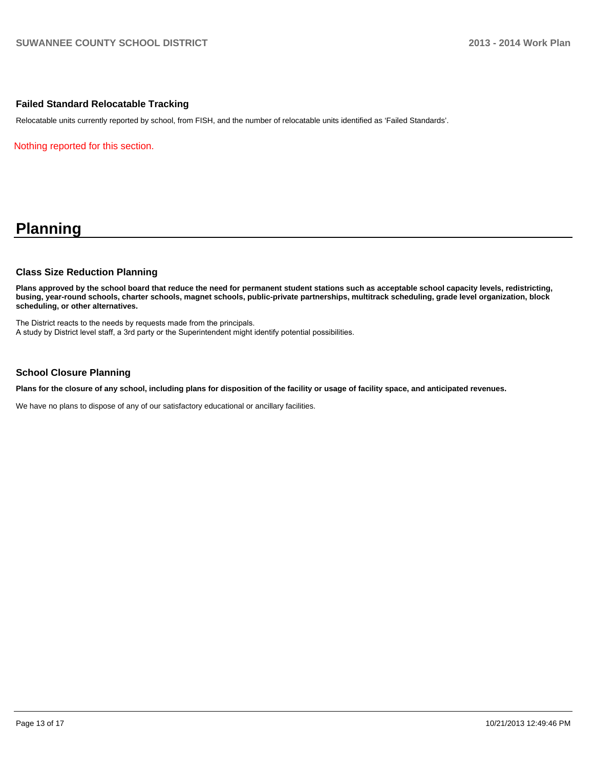### Failed Standard Relocatable Tracking

Relocatable units currently reported by school, from FISH, and the number of relocatable units identified as 'Failed Standards'.

Nothing reported for this section.

## Planning

### Class Size Reduction Planning

**Plans approved by the school board that reduce the need for permanent student stations such as acceptable school capacity levels, redistricting, busing, year-round schools, charter schools, magnet schools, public-private partnerships, multitrack scheduling, grade level organization, block scheduling, or other alternatives.**

The District reacts to the needs by requests made from the principals.
A study by District level staff, a 3rd party or the Superintendent might identify potential possibilities.

### School Closure Planning

**Plans for the closure of any school, including plans for disposition of the facility or usage of facility space, and anticipated revenues.**

We have no plans to dispose of any of our satisfactory educational or ancillary facilities.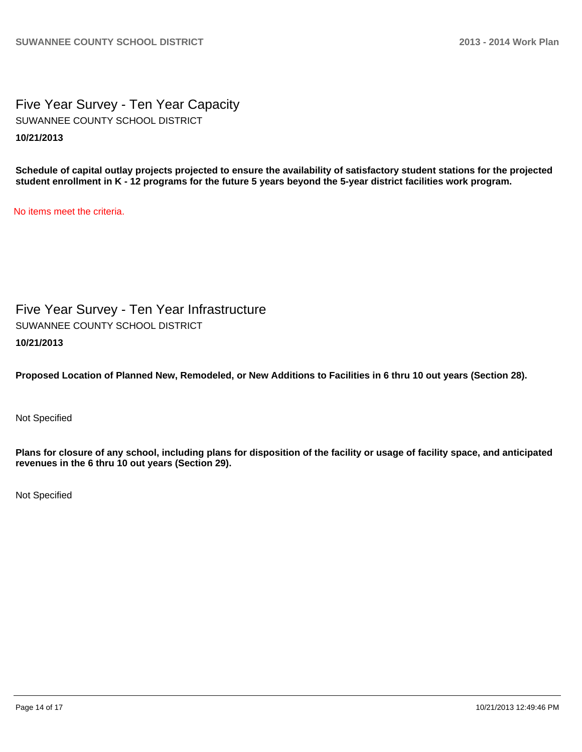# Five Year Survey - Ten Year Capacity

SUWANNEE COUNTY SCHOOL DISTRICT

**10/21/2013**

**Schedule of capital outlay projects projected to ensure the availability of satisfactory student stations for the projected student enrollment in K - 12 programs for the future 5 years beyond the 5-year district facilities work program.**

No items meet the criteria.

# Five Year Survey - Ten Year Infrastructure

SUWANNEE COUNTY SCHOOL DISTRICT

**10/21/2013**

**Proposed Location of Planned New, Remodeled, or New Additions to Facilities in 6 thru 10 out years (Section 28).**

Not Specified

**Plans for closure of any school, including plans for disposition of the facility or usage of facility space, and anticipated revenues in the 6 thru 10 out years (Section 29).**

Not Specified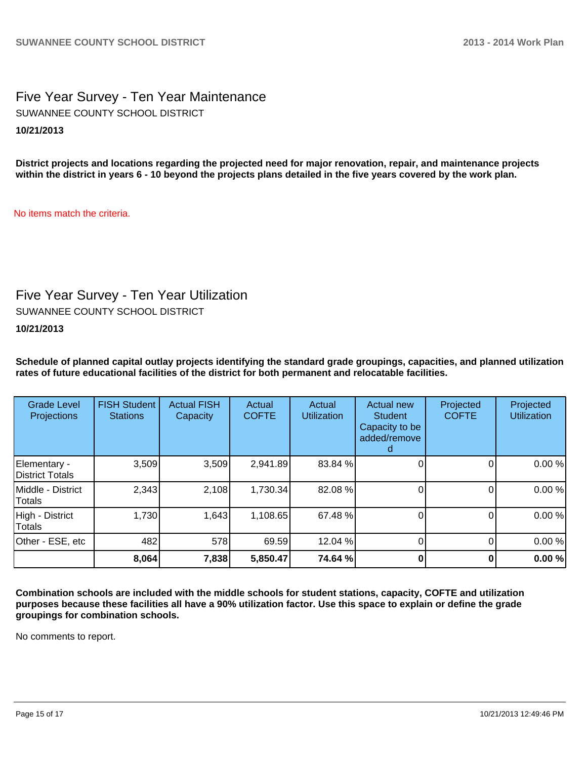## Five Year Survey - Ten Year Maintenance

SUWANNEE COUNTY SCHOOL DISTRICT

**10/21/2013**

**District projects and locations regarding the projected need for major renovation, repair, and maintenance projects within the district in years 6 - 10 beyond the projects plans detailed in the five years covered by the work plan.**

No items match the criteria.

## Five Year Survey - Ten Year Utilization

SUWANNEE COUNTY SCHOOL DISTRICT

**10/21/2013**

**Schedule of planned capital outlay projects identifying the standard grade groupings, capacities, and planned utilization rates of future educational facilities of the district for both permanent and relocatable facilities.**

| Grade Level Projections | FISH Student Stations | Actual FISH Capacity | Actual COFTE | Actual Utilization | Actual new Student Capacity to be added/removed | Projected COFTE | Projected Utilization |
|---|---|---|---|---|---|---|---|
| Elementary - District Totals | 3,509 | 3,509 | 2,941.89 | 83.84 % | 0 | 0 | 0.00 % |
| Middle - District Totals | 2,343 | 2,108 | 1,730.34 | 82.08 % | 0 | 0 | 0.00 % |
| High - District Totals | 1,730 | 1,643 | 1,108.65 | 67.48 % | 0 | 0 | 0.00 % |
| Other - ESE, etc | 482 | 578 | 69.59 | 12.04 % | 0 | 0 | 0.00 % |
| | **8,064** | **7,838** | **5,850.47** | **74.64 %** | **0** | **0** | **0.00 %** |

**Combination schools are included with the middle schools for student stations, capacity, COFTE and utilization purposes because these facilities all have a 90% utilization factor. Use this space to explain or define the grade groupings for combination schools.**

No comments to report.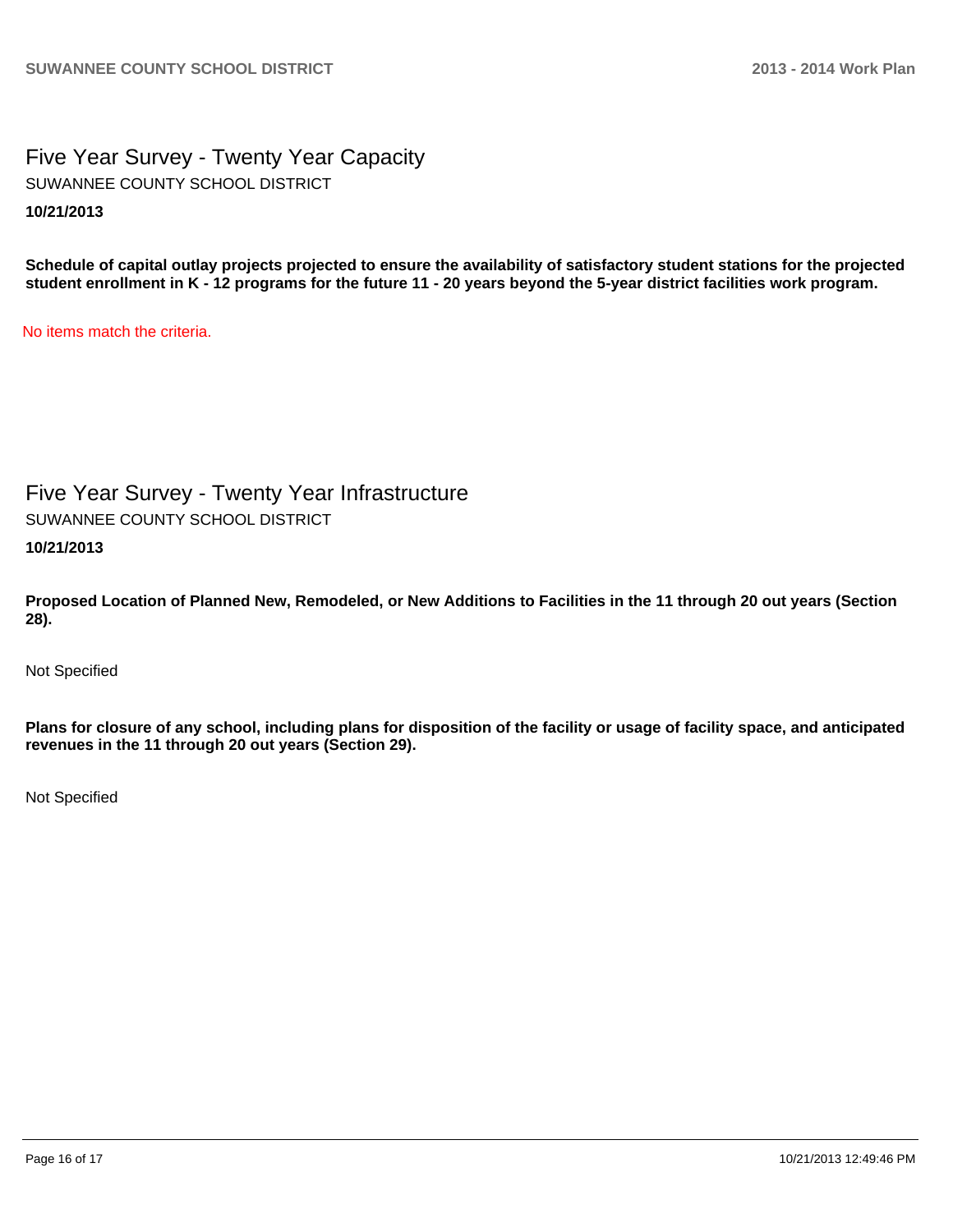# Five Year Survey - Twenty Year Capacity

SUWANNEE COUNTY SCHOOL DISTRICT

**10/21/2013**

**Schedule of capital outlay projects projected to ensure the availability of satisfactory student stations for the projected student enrollment in K - 12 programs for the future 11 - 20 years beyond the 5-year district facilities work program.**

No items match the criteria.

# Five Year Survey - Twenty Year Infrastructure

SUWANNEE COUNTY SCHOOL DISTRICT

**10/21/2013**

**Proposed Location of Planned New, Remodeled, or New Additions to Facilities in the 11 through 20 out years (Section 28).**

Not Specified

**Plans for closure of any school, including plans for disposition of the facility or usage of facility space, and anticipated revenues in the 11 through 20 out years (Section 29).**

Not Specified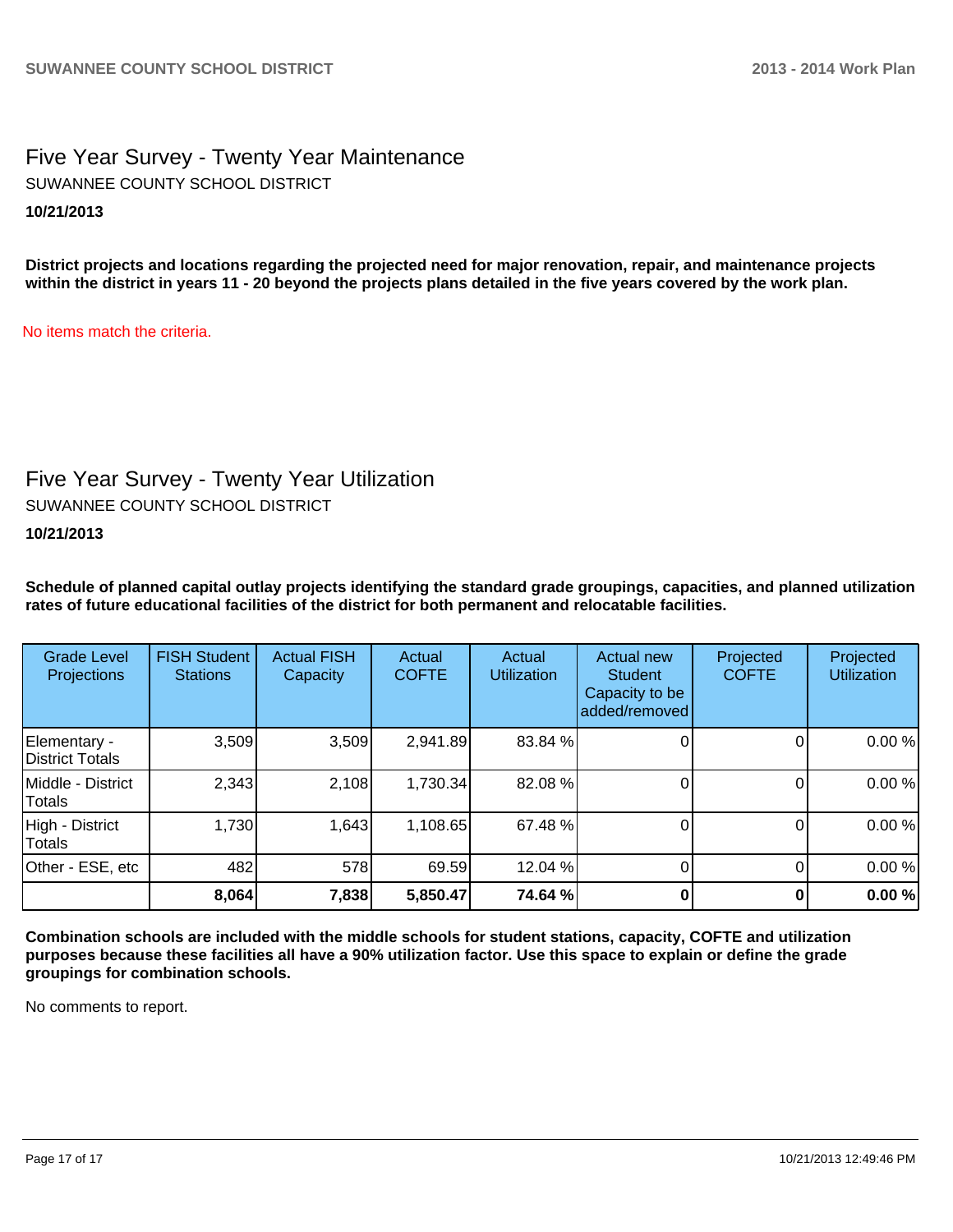# Five Year Survey - Twenty Year Maintenance

SUWANNEE COUNTY SCHOOL DISTRICT

**10/21/2013**

**District projects and locations regarding the projected need for major renovation, repair, and maintenance projects within the district in years 11 - 20 beyond the projects plans detailed in the five years covered by the work plan.**

No items match the criteria.

# Five Year Survey - Twenty Year Utilization

SUWANNEE COUNTY SCHOOL DISTRICT

**10/21/2013**

**Schedule of planned capital outlay projects identifying the standard grade groupings, capacities, and planned utilization rates of future educational facilities of the district for both permanent and relocatable facilities.**

| Grade Level Projections | FISH Student Stations | Actual FISH Capacity | Actual COFTE | Actual Utilization | Actual new Student Capacity to be added/removed | Projected COFTE | Projected Utilization |
|---|---|---|---|---|---|---|---|
| Elementary - District Totals | 3,509 | 3,509 | 2,941.89 | 83.84 % | 0 | 0 | 0.00 % |
| Middle - District Totals | 2,343 | 2,108 | 1,730.34 | 82.08 % | 0 | 0 | 0.00 % |
| High - District Totals | 1,730 | 1,643 | 1,108.65 | 67.48 % | 0 | 0 | 0.00 % |
| Other - ESE, etc | 482 | 578 | 69.59 | 12.04 % | 0 | 0 | 0.00 % |
| | **8,064** | **7,838** | **5,850.47** | **74.64 %** | **0** | **0** | **0.00 %** |

**Combination schools are included with the middle schools for student stations, capacity, COFTE and utilization purposes because these facilities all have a 90% utilization factor. Use this space to explain or define the grade groupings for combination schools.**

No comments to report.